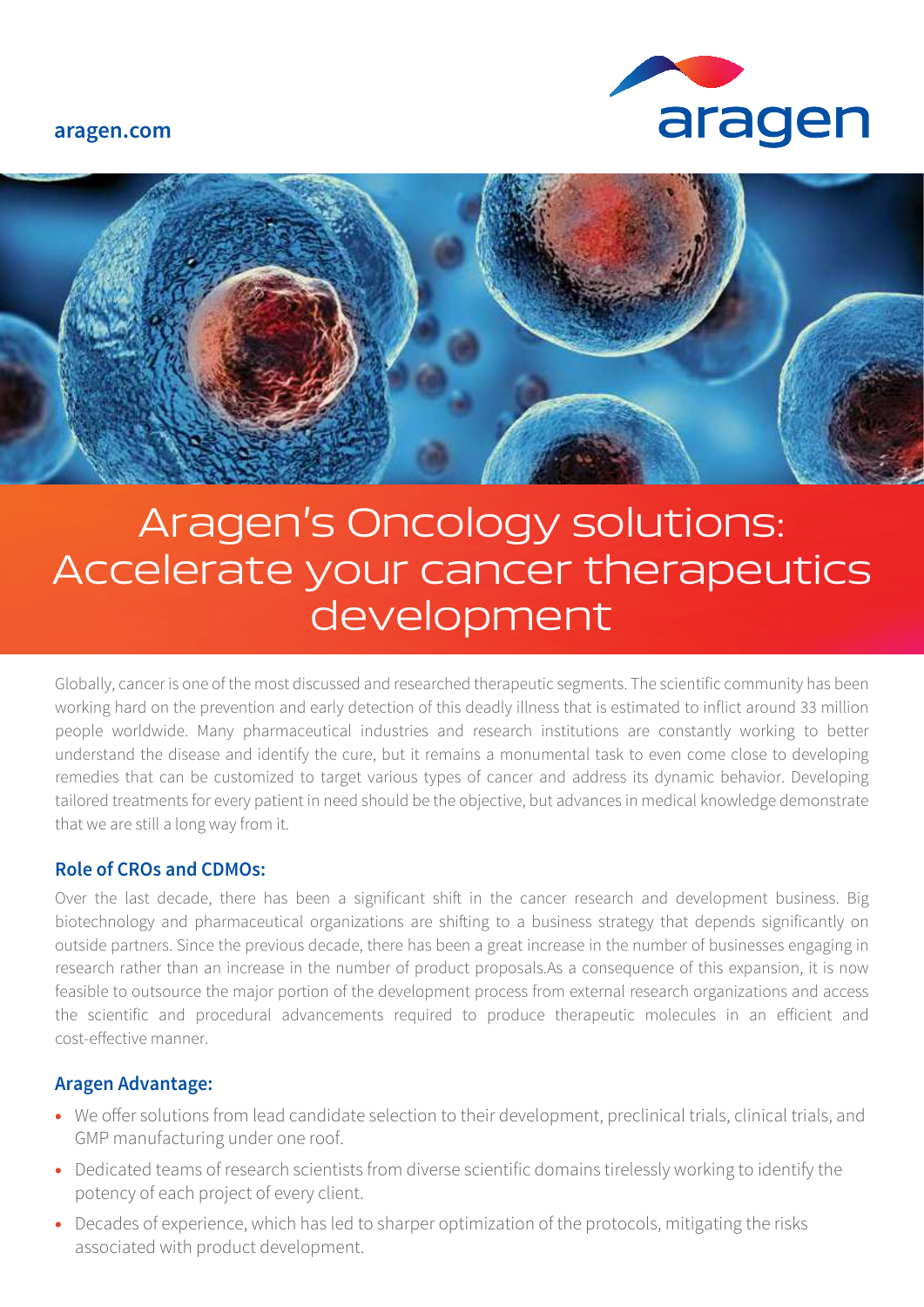aragen.com

# Aragen's Oncology solutions: Accelerate your cancer therapeutics development

Globally, cancer is one of the most discussed and researched therapeutic segments. The scientific community has been working hard on the prevention and early detection of this deadly illness that is estimated to inflict around 33 million people worldwide. Many pharmaceutical industries and research institutions are constantly working to better understand the disease and identify the cure, but it remains a monumental task to even come close to developing remedies that can be customized to target various types of cancer and address its dynamic behavior. Developing tailored treatments for every patient in need should be the objective, but advances in medical knowledge demonstrate that we are still a long way from it.

## Role of CROs and CDMOs:

Over the last decade, there has been a significant shift in the cancer research and development business. Big biotechnology and pharmaceutical organizations are shifting to a business strategy that depends significantly on outside partners. Since the previous decade, there has been a great increase in the number of businesses engaging in research rather than an increase in the number of product proposals.As a consequence of this expansion, it is now feasible to outsource the major portion of the development process from external research organizations and access the scientific and procedural advancements required to produce therapeutic molecules in an efficient and cost-effective manner.

## Aragen Advantage:

- We offer solutions from lead candidate selection to their development, preclinical trials, clinical trials, and GMP manufacturing under one roof.
- Dedicated teams of research scientists from diverse scientific domains tirelessly working to identify the potency of each project of every client.
- Decades of experience, which has led to sharper optimization of the protocols, mitigating the risks associated with product development.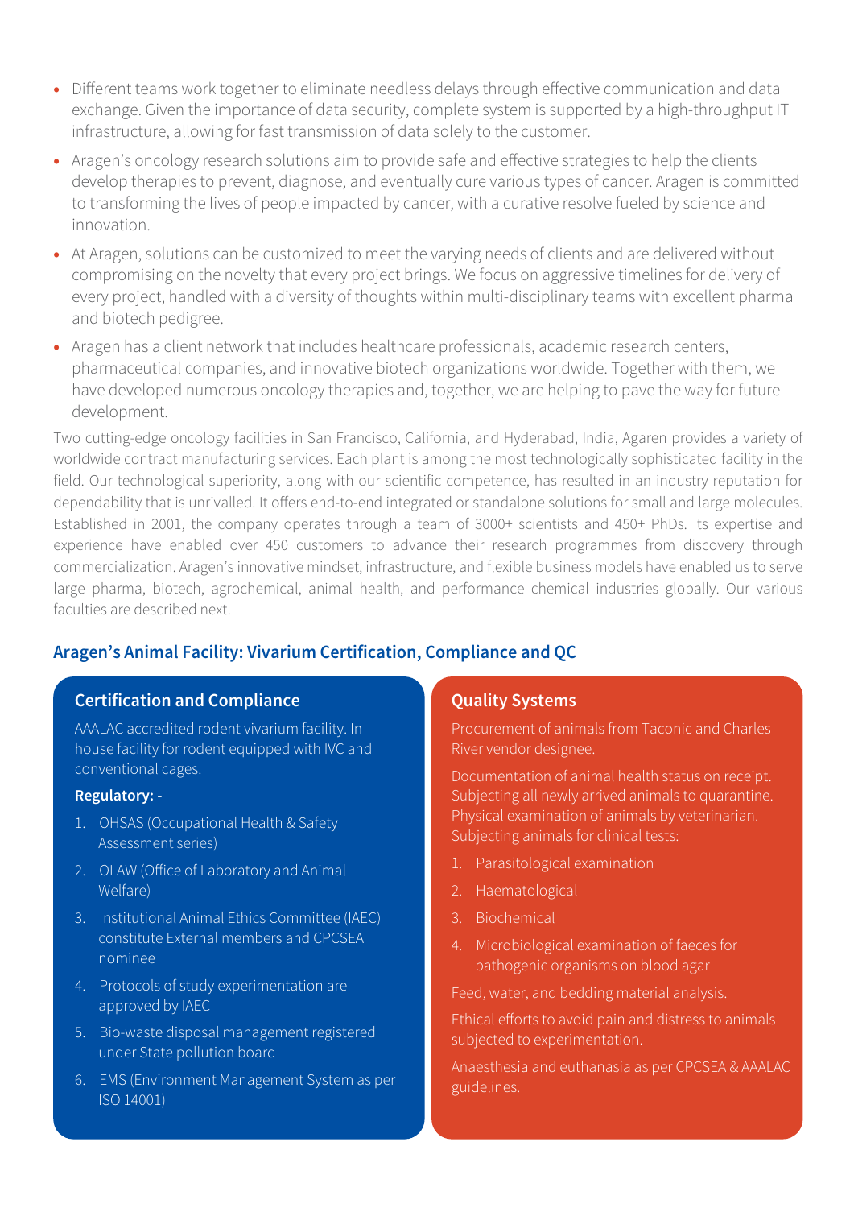- Different teams work together to eliminate needless delays through effective communication and data exchange. Given the importance of data security, complete system is supported by a high-throughput IT infrastructure, allowing for fast transmission of data solely to the customer.
- Aragen's oncology research solutions aim to provide safe and effective strategies to help the clients develop therapies to prevent, diagnose, and eventually cure various types of cancer. Aragen is committed to transforming the lives of people impacted by cancer, with a curative resolve fueled by science and innovation.
- At Aragen, solutions can be customized to meet the varying needs of clients and are delivered without compromising on the novelty that every project brings. We focus on aggressive timelines for delivery of every project, handled with a diversity of thoughts within multi-disciplinary teams with excellent pharma and biotech pedigree.
- Aragen has a client network that includes healthcare professionals, academic research centers, pharmaceutical companies, and innovative biotech organizations worldwide. Together with them, we have developed numerous oncology therapies and, together, we are helping to pave the way for future development.

Two cutting-edge oncology facilities in San Francisco, California, and Hyderabad, India, Agaren provides a variety of worldwide contract manufacturing services. Each plant is among the most technologically sophisticated facility in the field. Our technological superiority, along with our scientific competence, has resulted in an industry reputation for dependability that is unrivalled. It offers end-to-end integrated or standalone solutions for small and large molecules. Established in 2001, the company operates through a team of 3000+ scientists and 450+ PhDs. Its expertise and experience have enabled over 450 customers to advance their research programmes from discovery through commercialization. Aragen's innovative mindset, infrastructure, and flexible business models have enabled us to serve large pharma, biotech, agrochemical, animal health, and performance chemical industries globally. Our various faculties are described next.

## Aragen's Animal Facility: Vivarium Certification, Compliance and QC

### Certification and Compliance

AAALAC accredited rodent vivarium facility. In house facility for rodent equipped with IVC and conventional cages.

**Regulatory: -**

1. OHSAS (Occupational Health & Safety Assessment series)
2. OLAW (Office of Laboratory and Animal Welfare)
3. Institutional Animal Ethics Committee (IAEC) constitute External members and CPCSEA nominee
4. Protocols of study experimentation are approved by IAEC
5. Bio-waste disposal management registered under State pollution board
6. EMS (Environment Management System as per ISO 14001)

### Quality Systems

Procurement of animals from Taconic and Charles River vendor designee.

Documentation of animal health status on receipt. Subjecting all newly arrived animals to quarantine. Physical examination of animals by veterinarian. Subjecting animals for clinical tests:

1. Parasitological examination
2. Haematological
3. Biochemical
4. Microbiological examination of faeces for pathogenic organisms on blood agar

Feed, water, and bedding material analysis.

Ethical efforts to avoid pain and distress to animals subjected to experimentation.

Anaesthesia and euthanasia as per CPCSEA & AAALAC guidelines.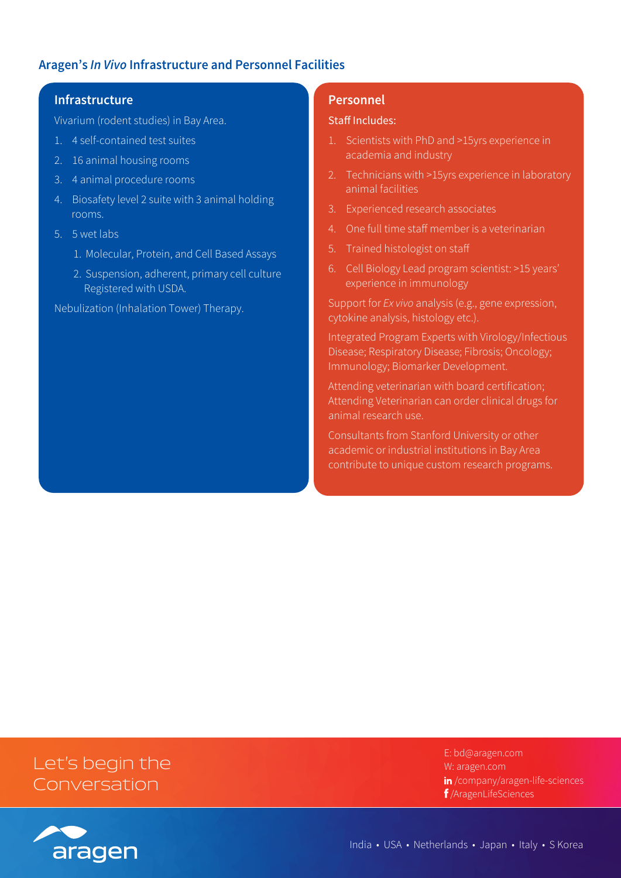## Aragen's *In Vivo* Infrastructure and Personnel Facilities

### Infrastructure

Vivarium (rodent studies) in Bay Area.

1. 4 self-contained test suites
2. 16 animal housing rooms
3. 4 animal procedure rooms
4. Biosafety level 2 suite with 3 animal holding rooms.
5. 5 wet labs
   1. Molecular, Protein, and Cell Based Assays
   2. Suspension, adherent, primary cell culture Registered with USDA.

Nebulization (Inhalation Tower) Therapy.

### Personnel

Staff Includes:

1. Scientists with PhD and >15yrs experience in academia and industry
2. Technicians with >15yrs experience in laboratory animal facilities
3. Experienced research associates
4. One full time staff member is a veterinarian
5. Trained histologist on staff
6. Cell Biology Lead program scientist: >15 years' experience in immunology

Support for *Ex vivo* analysis (e.g., gene expression, cytokine analysis, histology etc.).

Integrated Program Experts with Virology/Infectious Disease; Respiratory Disease; Fibrosis; Oncology; Immunology; Biomarker Development.

Attending veterinarian with board certification; Attending Veterinarian can order clinical drugs for animal research use.

Consultants from Stanford University or other academic or industrial institutions in Bay Area contribute to unique custom research programs.

Let's begin the Conversation

E: bd@aragen.com
W: aragen.com
in /company/aragen-life-sciences
f /AragenLifeSciences

aragen

India • USA • Netherlands • Japan • Italy • S Korea